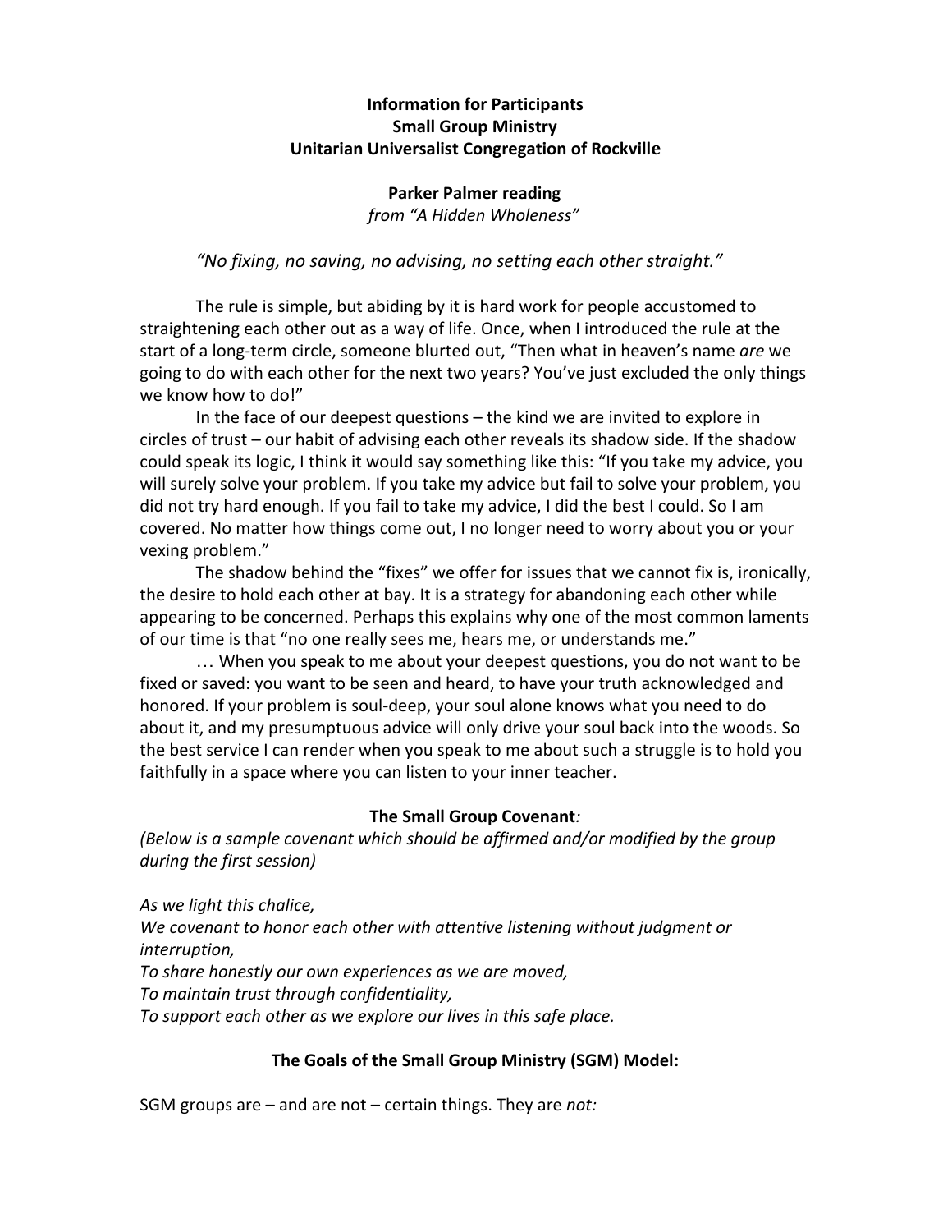# Information for Participants
# Small Group Ministry
# Unitarian Universalist Congregation of Rockville

## Parker Palmer reading

*from "A Hidden Wholeness"*

*"No fixing, no saving, no advising, no setting each other straight."*

The rule is simple, but abiding by it is hard work for people accustomed to straightening each other out as a way of life. Once, when I introduced the rule at the start of a long-term circle, someone blurted out, "Then what in heaven's name *are* we going to do with each other for the next two years? You've just excluded the only things we know how to do!"

In the face of our deepest questions – the kind we are invited to explore in circles of trust – our habit of advising each other reveals its shadow side. If the shadow could speak its logic, I think it would say something like this: "If you take my advice, you will surely solve your problem. If you take my advice but fail to solve your problem, you did not try hard enough. If you fail to take my advice, I did the best I could. So I am covered. No matter how things come out, I no longer need to worry about you or your vexing problem."

The shadow behind the "fixes" we offer for issues that we cannot fix is, ironically, the desire to hold each other at bay. It is a strategy for abandoning each other while appearing to be concerned. Perhaps this explains why one of the most common laments of our time is that "no one really sees me, hears me, or understands me."

… When you speak to me about your deepest questions, you do not want to be fixed or saved: you want to be seen and heard, to have your truth acknowledged and honored. If your problem is soul-deep, your soul alone knows what you need to do about it, and my presumptuous advice will only drive your soul back into the woods. So the best service I can render when you speak to me about such a struggle is to hold you faithfully in a space where you can listen to your inner teacher.

## The Small Group Covenant*:*

*(Below is a sample covenant which should be affirmed and/or modified by the group during the first session)*

*As we light this chalice,*
*We covenant to honor each other with attentive listening without judgment or interruption,*
*To share honestly our own experiences as we are moved,*
*To maintain trust through confidentiality,*
*To support each other as we explore our lives in this safe place.*

## The Goals of the Small Group Ministry (SGM) Model:

SGM groups are – and are not – certain things. They are *not:*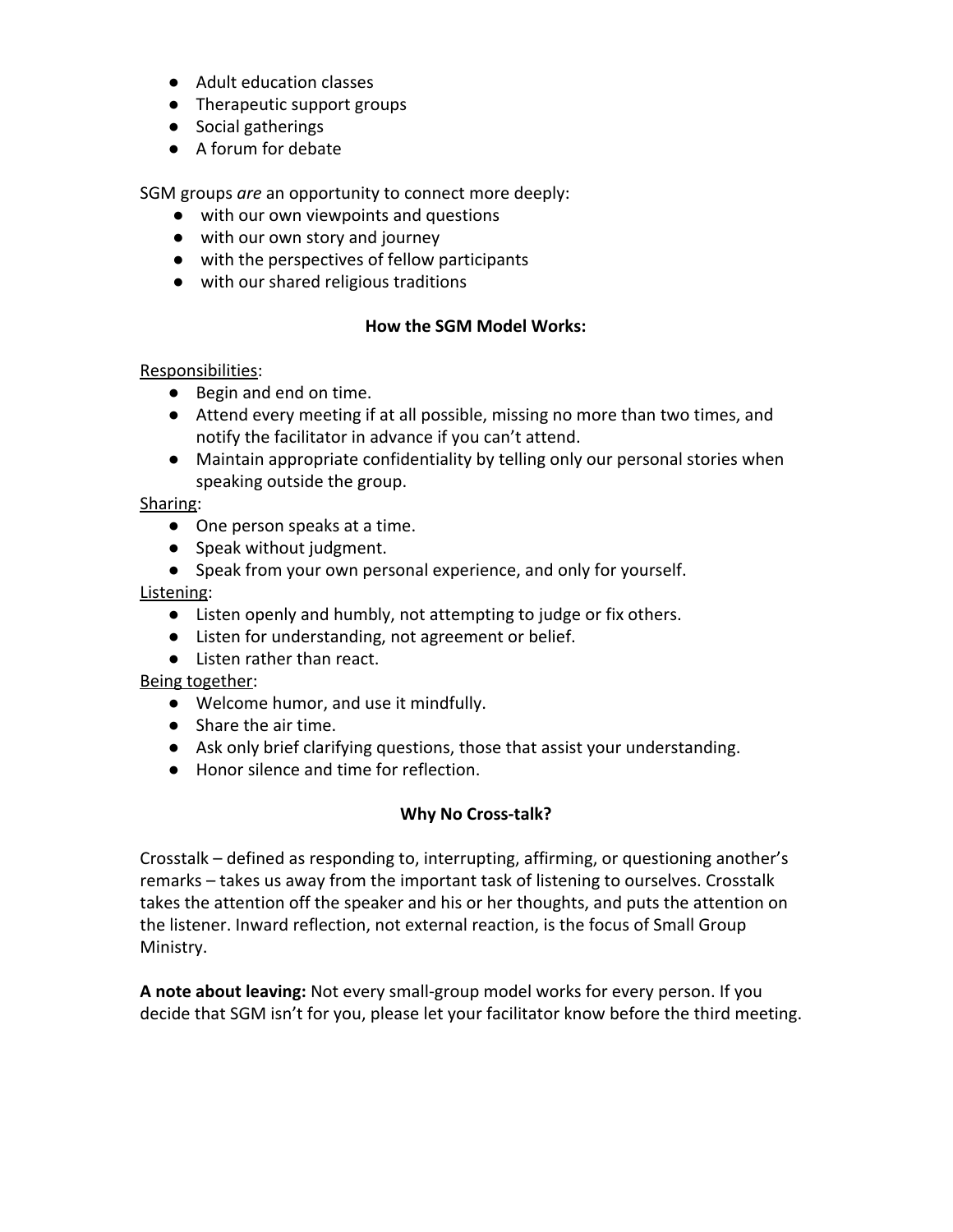- Adult education classes
- Therapeutic support groups
- Social gatherings
- A forum for debate

SGM groups *are* an opportunity to connect more deeply:

- with our own viewpoints and questions
- with our own story and journey
- with the perspectives of fellow participants
- with our shared religious traditions

**How the SGM Model Works:**

<u>Responsibilities</u>:

- Begin and end on time.
- Attend every meeting if at all possible, missing no more than two times, and notify the facilitator in advance if you can't attend.
- Maintain appropriate confidentiality by telling only our personal stories when speaking outside the group.

<u>Sharing</u>:

- One person speaks at a time.
- Speak without judgment.
- Speak from your own personal experience, and only for yourself.

<u>Listening</u>:

- Listen openly and humbly, not attempting to judge or fix others.
- Listen for understanding, not agreement or belief.
- Listen rather than react.

<u>Being together</u>:

- Welcome humor, and use it mindfully.
- Share the air time.
- Ask only brief clarifying questions, those that assist your understanding.
- Honor silence and time for reflection.

**Why No Cross-talk?**

Crosstalk – defined as responding to, interrupting, affirming, or questioning another's remarks – takes us away from the important task of listening to ourselves. Crosstalk takes the attention off the speaker and his or her thoughts, and puts the attention on the listener. Inward reflection, not external reaction, is the focus of Small Group Ministry.

**A note about leaving:** Not every small-group model works for every person. If you decide that SGM isn't for you, please let your facilitator know before the third meeting.